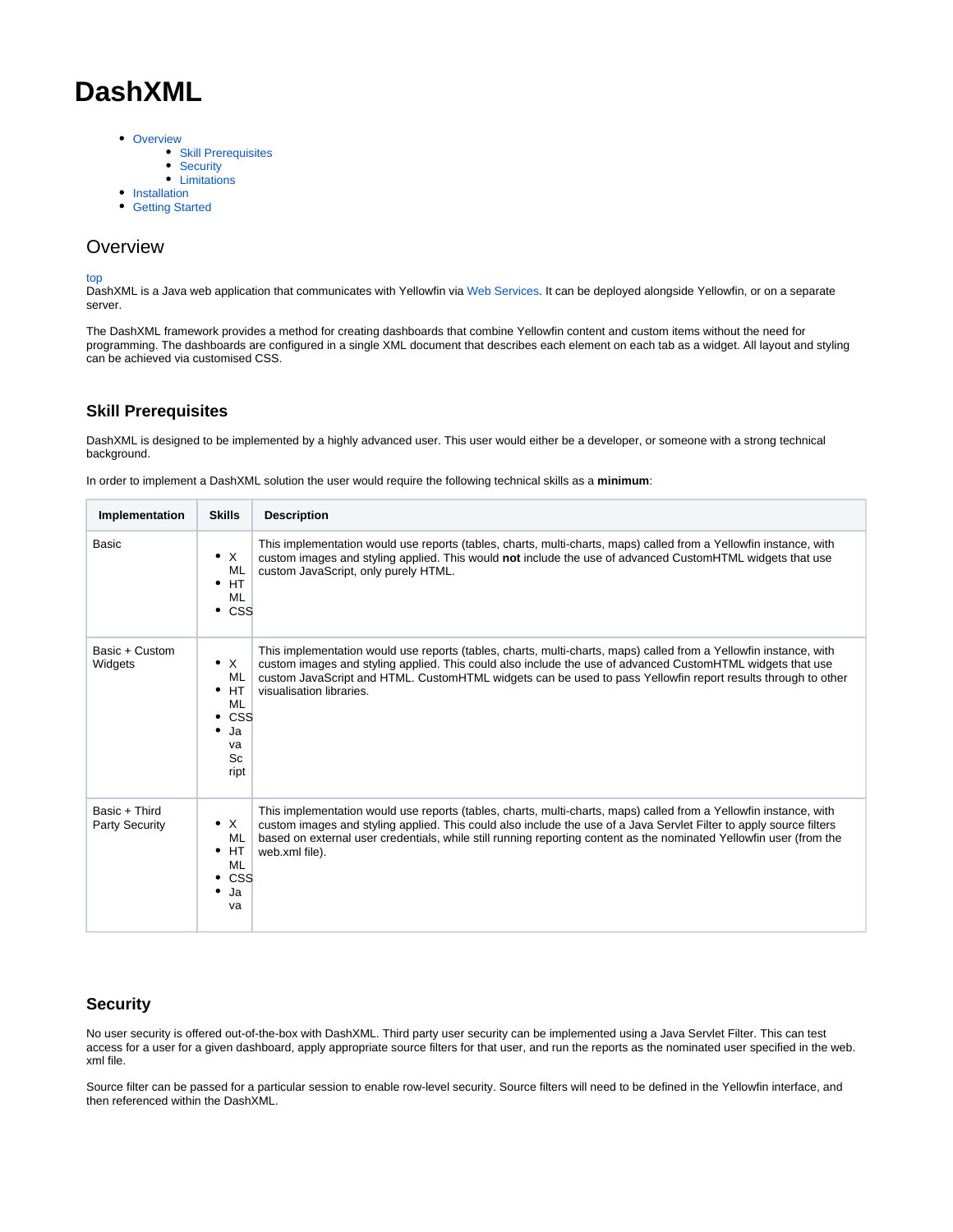# DashXML

- Overview
    - Skill Prerequisites
    - Security
    - Limitations
- Installation
- Getting Started

## Overview

top

DashXML is a Java web application that communicates with Yellowfin via Web Services. It can be deployed alongside Yellowfin, or on a separate server.

The DashXML framework provides a method for creating dashboards that combine Yellowfin content and custom items without the need for programming. The dashboards are configured in a single XML document that describes each element on each tab as a widget. All layout and styling can be achieved via customised CSS.

### Skill Prerequisites

DashXML is designed to be implemented by a highly advanced user. This user would either be a developer, or someone with a strong technical background.

In order to implement a DashXML solution the user would require the following technical skills as a **minimum**:

| Implementation | Skills | Description |
|---|---|---|
| Basic | • XML<br>• HTML<br>• CSS | This implementation would use reports (tables, charts, multi-charts, maps) called from a Yellowfin instance, with custom images and styling applied. This would **not** include the use of advanced CustomHTML widgets that use custom JavaScript, only purely HTML. |
| Basic + Custom Widgets | • XML<br>• HTML<br>• CSS<br>• JavaScript | This implementation would use reports (tables, charts, multi-charts, maps) called from a Yellowfin instance, with custom images and styling applied. This could also include the use of advanced CustomHTML widgets that use custom JavaScript and HTML. CustomHTML widgets can be used to pass Yellowfin report results through to other visualisation libraries. |
| Basic + Third Party Security | • XML<br>• HTML<br>• CSS<br>• Java | This implementation would use reports (tables, charts, multi-charts, maps) called from a Yellowfin instance, with custom images and styling applied. This could also include the use of a Java Servlet Filter to apply source filters based on external user credentials, while still running reporting content as the nominated Yellowfin user (from the web.xml file). |

### Security

No user security is offered out-of-the-box with DashXML. Third party user security can be implemented using a Java Servlet Filter. This can test access for a user for a given dashboard, apply appropriate source filters for that user, and run the reports as the nominated user specified in the web.xml file.

Source filter can be passed for a particular session to enable row-level security. Source filters will need to be defined in the Yellowfin interface, and then referenced within the DashXML.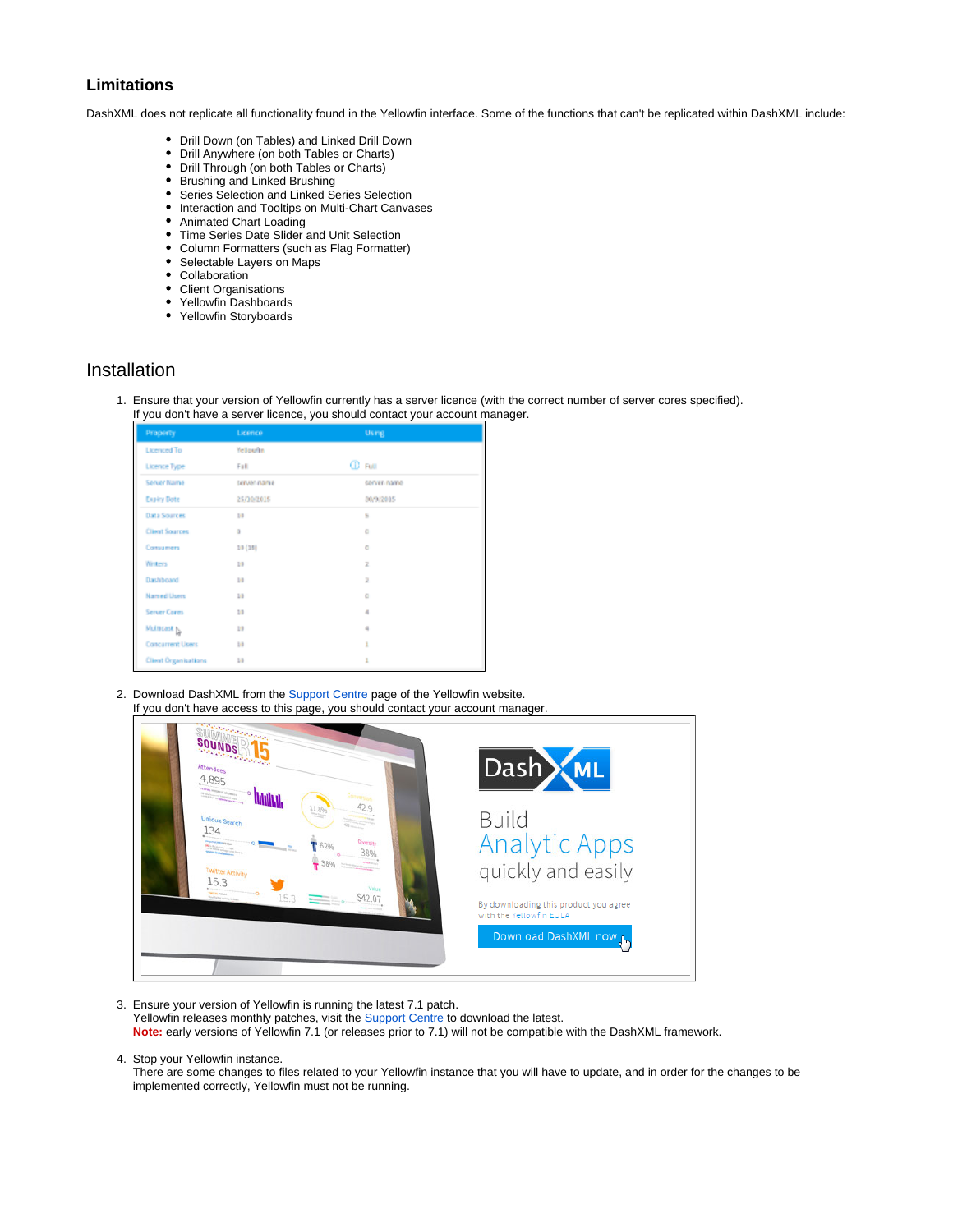### Limitations

DashXML does not replicate all functionality found in the Yellowfin interface. Some of the functions that can't be replicated within DashXML include:

- Drill Down (on Tables) and Linked Drill Down
- Drill Anywhere (on both Tables or Charts)
- Drill Through (on both Tables or Charts)
- Brushing and Linked Brushing
- Series Selection and Linked Series Selection
- Interaction and Tooltips on Multi-Chart Canvases
- Animated Chart Loading
- Time Series Date Slider and Unit Selection
- Column Formatters (such as Flag Formatter)
- Selectable Layers on Maps
- Collaboration
- Client Organisations
- Yellowfin Dashboards
- Yellowfin Storyboards

## Installation

1. Ensure that your version of Yellowfin currently has a server licence (with the correct number of server cores specified).
   If you don't have a server licence, you should contact your account manager.

2. Download DashXML from the Support Centre page of the Yellowfin website.
   If you don't have access to this page, you should contact your account manager.

3. Ensure your version of Yellowfin is running the latest 7.1 patch.
   Yellowfin releases monthly patches, visit the Support Centre to download the latest.
   **Note:** early versions of Yellowfin 7.1 (or releases prior to 7.1) will not be compatible with the DashXML framework.

4. Stop your Yellowfin instance.
   There are some changes to files related to your Yellowfin instance that you will have to update, and in order for the changes to be implemented correctly, Yellowfin must not be running.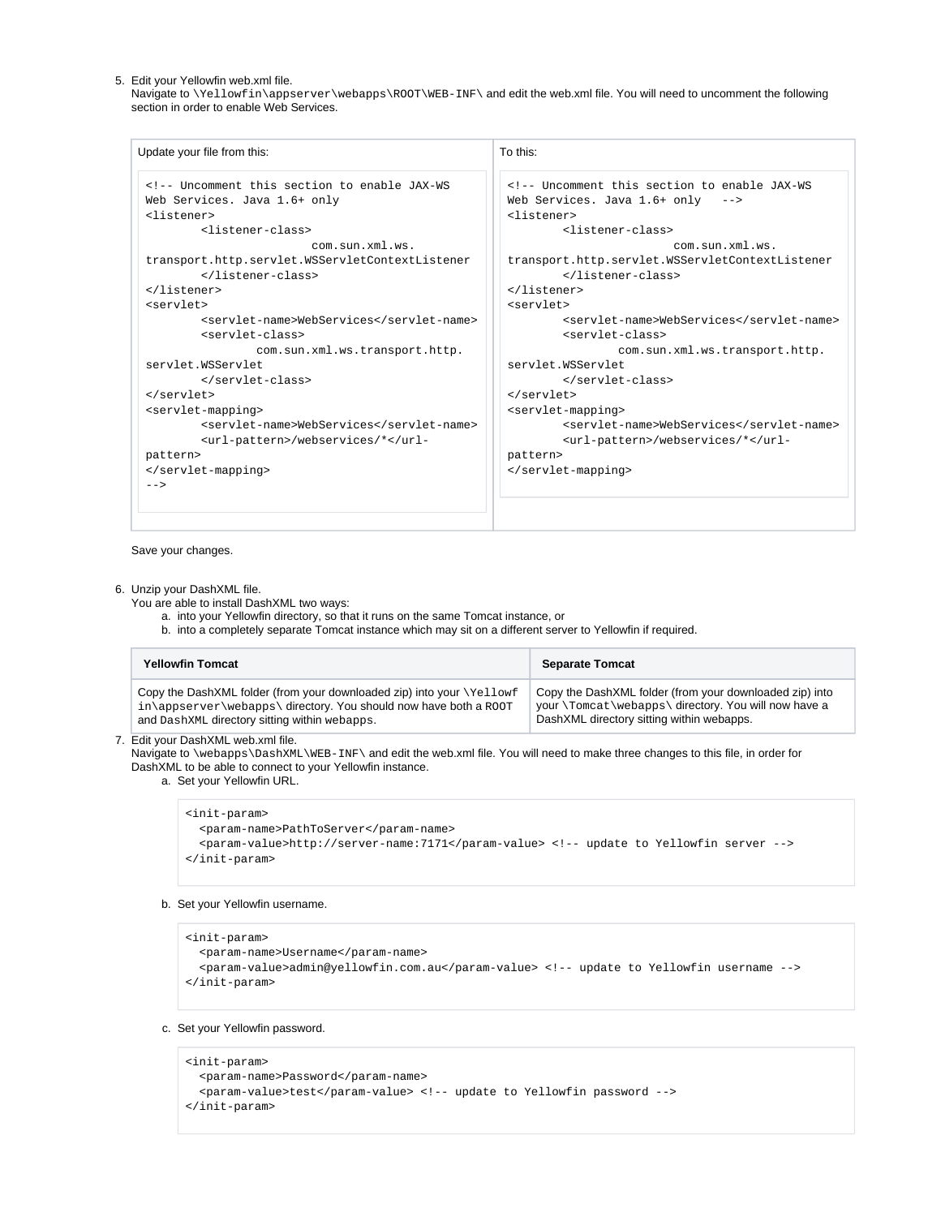5. Edit your Yellowfin web.xml file.
   Navigate to `\Yellowfin\appserver\webapps\ROOT\WEB-INF\` and edit the web.xml file. You will need to uncomment the following section in order to enable Web Services.

Update your file from this:

```
<!-- Uncomment this section to enable JAX-WS
Web Services. Java 1.6+ only
<listener>
        <listener-class>
                        com.sun.xml.ws.
transport.http.servlet.WSServletContextListener
        </listener-class>
</listener>
<servlet>
        <servlet-name>WebServices</servlet-name>
        <servlet-class>
                com.sun.xml.ws.transport.http.
servlet.WSServlet
        </servlet-class>
</servlet>
<servlet-mapping>
        <servlet-name>WebServices</servlet-name>
        <url-pattern>/webservices/*</url-
pattern>
</servlet-mapping>
-->
```

To this:

```
<!-- Uncomment this section to enable JAX-WS
Web Services. Java 1.6+ only   -->
<listener>
        <listener-class>
                        com.sun.xml.ws.
transport.http.servlet.WSServletContextListener
        </listener-class>
</listener>
<servlet>
        <servlet-name>WebServices</servlet-name>
        <servlet-class>
                com.sun.xml.ws.transport.http.
servlet.WSServlet
        </servlet-class>
</servlet>
<servlet-mapping>
        <servlet-name>WebServices</servlet-name>
        <url-pattern>/webservices/*</url-
pattern>
</servlet-mapping>
```

   Save your changes.

6. Unzip your DashXML file.
   You are able to install DashXML two ways:
   a. into your Yellowfin directory, so that it runs on the same Tomcat instance, or
   b. into a completely separate Tomcat instance which may sit on a different server to Yellowfin if required.

| **Yellowfin Tomcat** | **Separate Tomcat** |
| --- | --- |
| Copy the DashXML folder (from your downloaded zip) into your `\Yellowfin\appserver\webapps\` directory. You should now have both a `ROOT` and `DashXML` directory sitting within `webapps`. | Copy the DashXML folder (from your downloaded zip) into your `\Tomcat\webapps\` directory. You will now have a DashXML directory sitting within webapps. |

7. Edit your DashXML web.xml file.
   Navigate to `\webapps\DashXML\WEB-INF\` and edit the web.xml file. You will need to make three changes to this file, in order for DashXML to be able to connect to your Yellowfin instance.
   a. Set your Yellowfin URL.

```
<init-param>
  <param-name>PathToServer</param-name>
  <param-value>http://server-name:7171</param-value> <!-- update to Yellowfin server -->
</init-param>
```

   b. Set your Yellowfin username.

```
<init-param>
  <param-name>Username</param-name>
  <param-value>admin@yellowfin.com.au</param-value> <!-- update to Yellowfin username -->
</init-param>
```

   c. Set your Yellowfin password.

```
<init-param>
  <param-name>Password</param-name>
  <param-value>test</param-value> <!-- update to Yellowfin password -->
</init-param>
```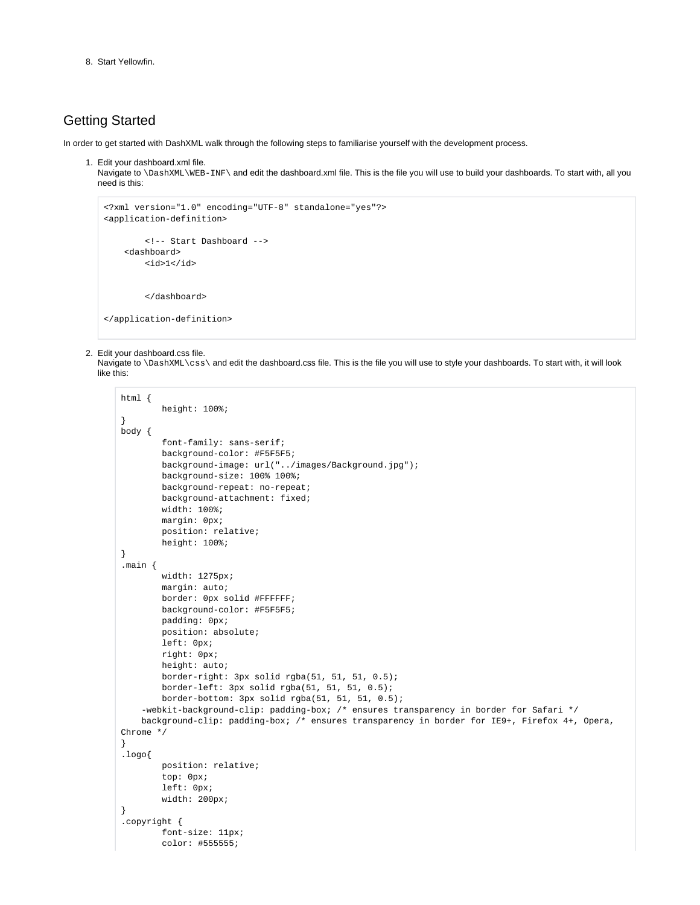8. Start Yellowfin.

## Getting Started

In order to get started with DashXML walk through the following steps to familiarise yourself with the development process.

1. Edit your dashboard.xml file.
   Navigate to `\DashXML\WEB-INF\` and edit the dashboard.xml file. This is the file you will use to build your dashboards. To start with, all you need is this:

```
<?xml version="1.0" encoding="UTF-8" standalone="yes"?>
<application-definition>

        <!-- Start Dashboard -->
    <dashboard>
        <id>1</id>


        </dashboard>

</application-definition>
```

2. Edit your dashboard.css file.
   Navigate to `\DashXML\css\` and edit the dashboard.css file. This is the file you will use to style your dashboards. To start with, it will look like this:

```
html {
        height: 100%;
}
body {
        font-family: sans-serif;
        background-color: #F5F5F5;
        background-image: url("../images/Background.jpg");
        background-size: 100% 100%;
        background-repeat: no-repeat;
        background-attachment: fixed;
        width: 100%;
        margin: 0px;
        position: relative;
        height: 100%;
}
.main {
        width: 1275px;
        margin: auto;
        border: 0px solid #FFFFFF;
        background-color: #F5F5F5;
        padding: 0px;
        position: absolute;
        left: 0px;
        right: 0px;
        height: auto;
        border-right: 3px solid rgba(51, 51, 51, 0.5);
        border-left: 3px solid rgba(51, 51, 51, 0.5);
        border-bottom: 3px solid rgba(51, 51, 51, 0.5);
    -webkit-background-clip: padding-box; /* ensures transparency in border for Safari */
    background-clip: padding-box; /* ensures transparency in border for IE9+, Firefox 4+, Opera,
Chrome */
}
.logo{
        position: relative;
        top: 0px;
        left: 0px;
        width: 200px;
}
.copyright {
        font-size: 11px;
        color: #555555;
```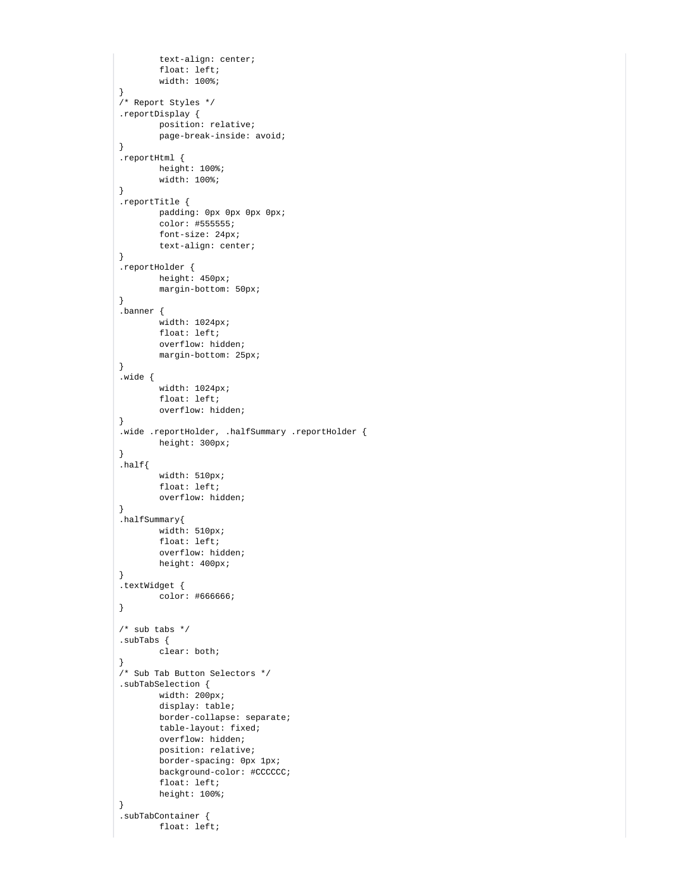```
        text-align: center;
        float: left;
        width: 100%;
}
/* Report Styles */
.reportDisplay {
        position: relative;
        page-break-inside: avoid;
}
.reportHtml {
        height: 100%;
        width: 100%;
}
.reportTitle {
        padding: 0px 0px 0px 0px;
        color: #555555;
        font-size: 24px;
        text-align: center;
}
.reportHolder {
        height: 450px;
        margin-bottom: 50px;
}
.banner {
        width: 1024px;
        float: left;
        overflow: hidden;
        margin-bottom: 25px;
}
.wide {
        width: 1024px;
        float: left;
        overflow: hidden;
}
.wide .reportHolder, .halfSummary .reportHolder {
        height: 300px;
}
.half{
        width: 510px;
        float: left;
        overflow: hidden;
}
.halfSummary{
        width: 510px;
        float: left;
        overflow: hidden;
        height: 400px;
}
.textWidget {
        color: #666666;
}

/* sub tabs */
.subTabs {
        clear: both;
}
/* Sub Tab Button Selectors */
.subTabSelection {
        width: 200px;
        display: table;
        border-collapse: separate;
        table-layout: fixed;
        overflow: hidden;
        position: relative;
        border-spacing: 0px 1px;
        background-color: #CCCCCC;
        float: left;
        height: 100%;
}
.subTabContainer {
        float: left;
```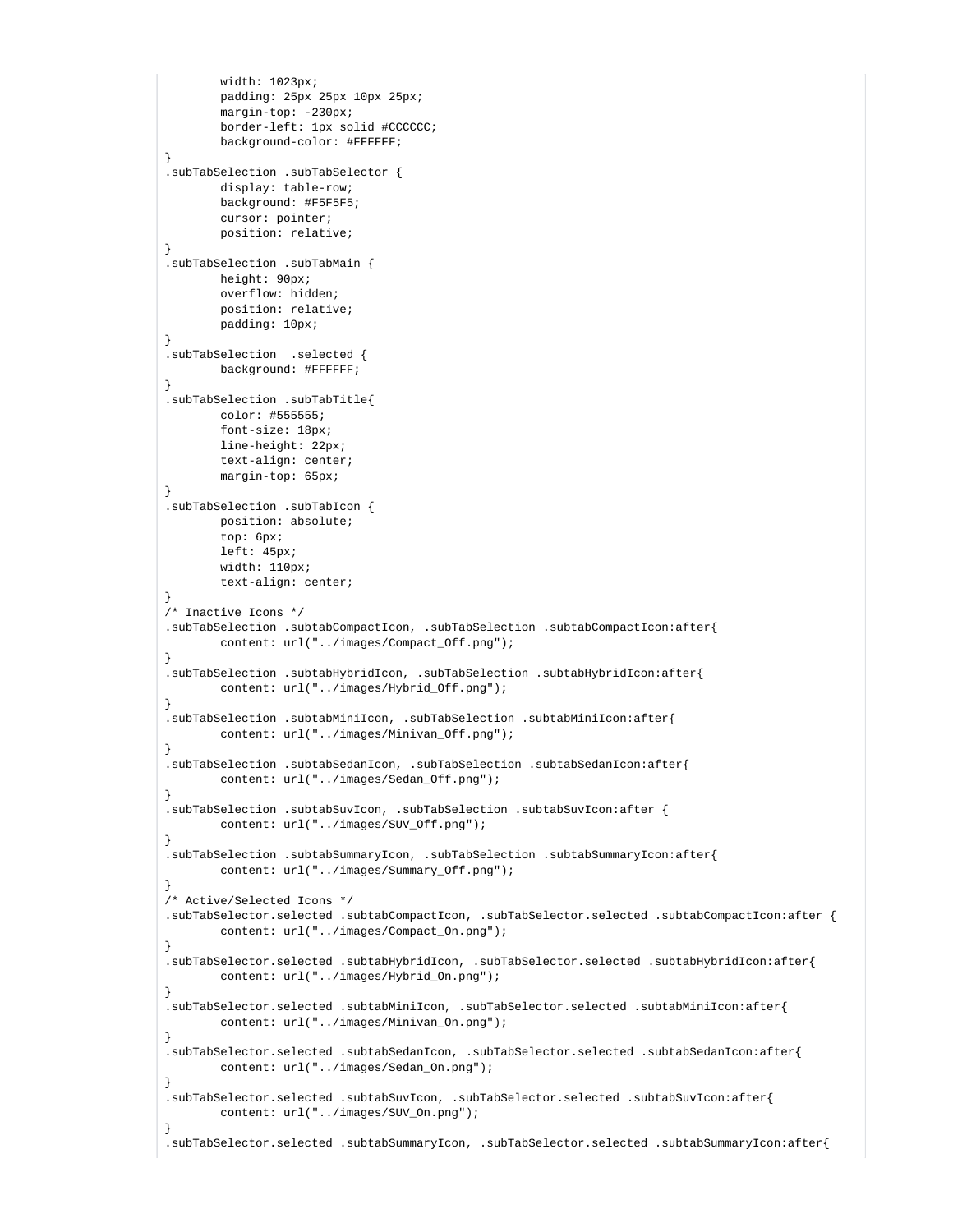```
        width: 1023px;
        padding: 25px 25px 10px 25px;
        margin-top: -230px;
        border-left: 1px solid #CCCCCC;
        background-color: #FFFFFF;
}
.subTabSelection .subTabSelector {
        display: table-row;
        background: #F5F5F5;
        cursor: pointer;
        position: relative;
}
.subTabSelection .subTabMain {
        height: 90px;
        overflow: hidden;
        position: relative;
        padding: 10px;
}
.subTabSelection  .selected {
        background: #FFFFFF;
}
.subTabSelection .subTabTitle{
        color: #555555;
        font-size: 18px;
        line-height: 22px;
        text-align: center;
        margin-top: 65px;
}
.subTabSelection .subTabIcon {
        position: absolute;
        top: 6px;
        left: 45px;
        width: 110px;
        text-align: center;
}
/* Inactive Icons */
.subTabSelection .subtabCompactIcon, .subTabSelection .subtabCompactIcon:after{
        content: url("../images/Compact_Off.png");
}
.subTabSelection .subtabHybridIcon, .subTabSelection .subtabHybridIcon:after{
        content: url("../images/Hybrid_Off.png");
}
.subTabSelection .subtabMiniIcon, .subTabSelection .subtabMiniIcon:after{
        content: url("../images/Minivan_Off.png");
}
.subTabSelection .subtabSedanIcon, .subTabSelection .subtabSedanIcon:after{
        content: url("../images/Sedan_Off.png");
}
.subTabSelection .subtabSuvIcon, .subTabSelection .subtabSuvIcon:after {
        content: url("../images/SUV_Off.png");
}
.subTabSelection .subtabSummaryIcon, .subTabSelection .subtabSummaryIcon:after{
        content: url("../images/Summary_Off.png");
}
/* Active/Selected Icons */
.subTabSelector.selected .subtabCompactIcon, .subTabSelector.selected .subtabCompactIcon:after {
        content: url("../images/Compact_On.png");
}
.subTabSelector.selected .subtabHybridIcon, .subTabSelector.selected .subtabHybridIcon:after{
        content: url("../images/Hybrid_On.png");
}
.subTabSelector.selected .subtabMiniIcon, .subTabSelector.selected .subtabMiniIcon:after{
        content: url("../images/Minivan_On.png");
}
.subTabSelector.selected .subtabSedanIcon, .subTabSelector.selected .subtabSedanIcon:after{
        content: url("../images/Sedan_On.png");
}
.subTabSelector.selected .subtabSuvIcon, .subTabSelector.selected .subtabSuvIcon:after{
        content: url("../images/SUV_On.png");
}
.subTabSelector.selected .subtabSummaryIcon, .subTabSelector.selected .subtabSummaryIcon:after{
```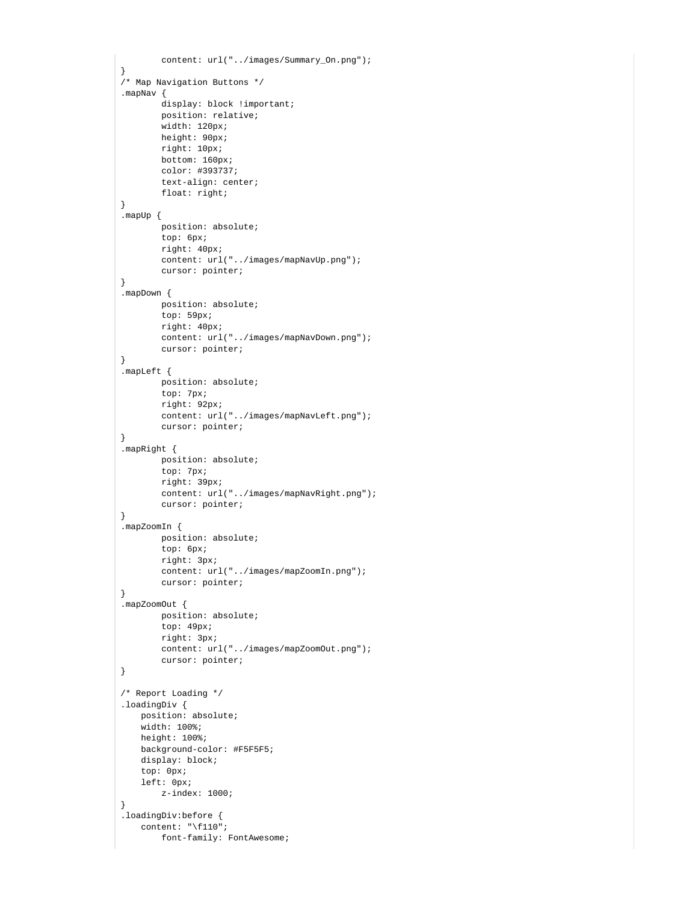```
        content: url("../images/Summary_On.png");
}
/* Map Navigation Buttons */
.mapNav {
        display: block !important;
        position: relative;
        width: 120px;
        height: 90px;
        right: 10px;
        bottom: 160px;
        color: #393737;
        text-align: center;
        float: right;
}
.mapUp {
        position: absolute;
        top: 6px;
        right: 40px;
        content: url("../images/mapNavUp.png");
        cursor: pointer;
}
.mapDown {
        position: absolute;
        top: 59px;
        right: 40px;
        content: url("../images/mapNavDown.png");
        cursor: pointer;
}
.mapLeft {
        position: absolute;
        top: 7px;
        right: 92px;
        content: url("../images/mapNavLeft.png");
        cursor: pointer;
}
.mapRight {
        position: absolute;
        top: 7px;
        right: 39px;
        content: url("../images/mapNavRight.png");
        cursor: pointer;
}
.mapZoomIn {
        position: absolute;
        top: 6px;
        right: 3px;
        content: url("../images/mapZoomIn.png");
        cursor: pointer;
}
.mapZoomOut {
        position: absolute;
        top: 49px;
        right: 3px;
        content: url("../images/mapZoomOut.png");
        cursor: pointer;
}

/* Report Loading */
.loadingDiv {
    position: absolute;
    width: 100%;
    height: 100%;
    background-color: #F5F5F5;
    display: block;
    top: 0px;
    left: 0px;
        z-index: 1000;
}
.loadingDiv:before {
    content: "\f110";
        font-family: FontAwesome;
```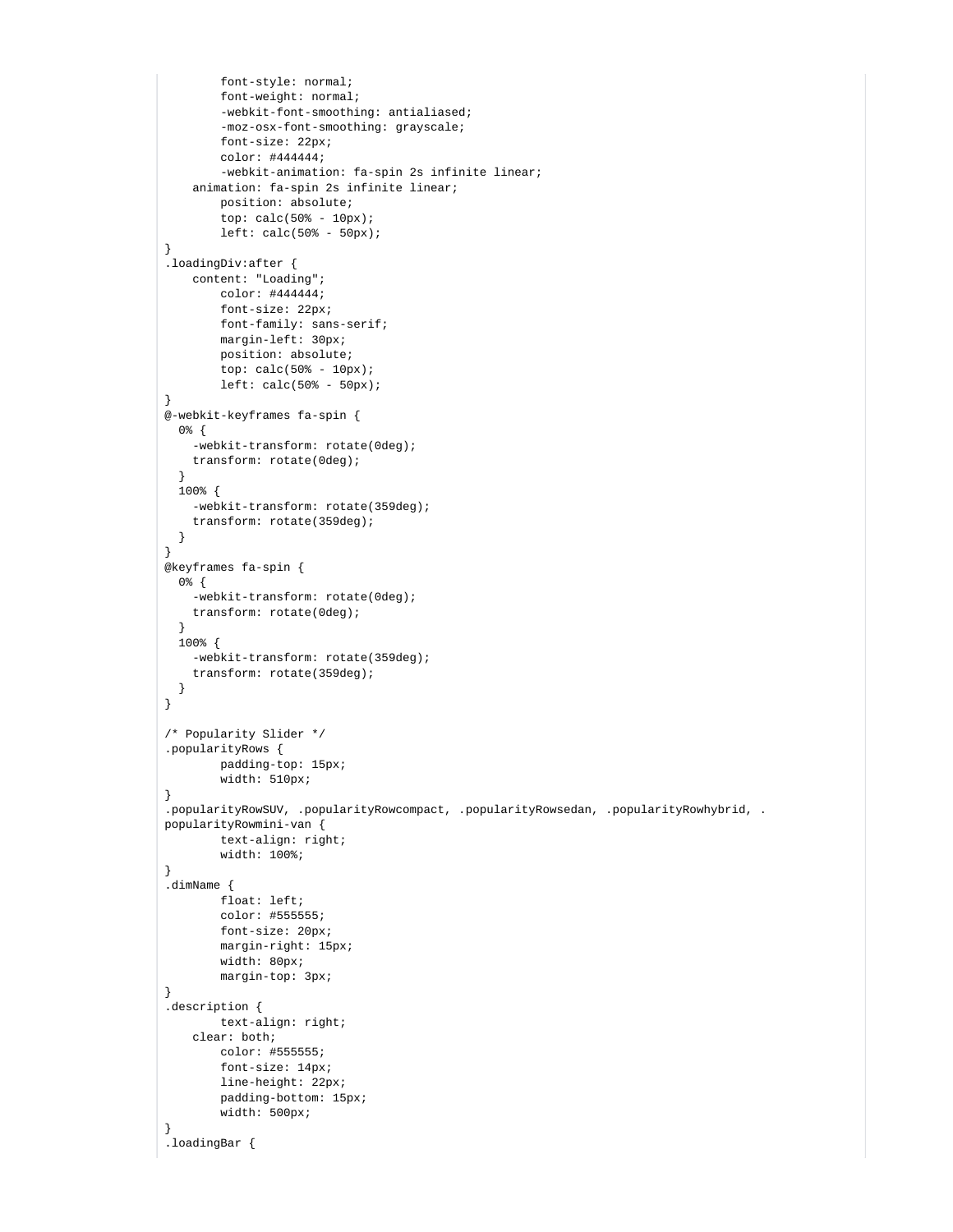```
        font-style: normal;
        font-weight: normal;
        -webkit-font-smoothing: antialiased;
        -moz-osx-font-smoothing: grayscale;
        font-size: 22px;
        color: #444444;
        -webkit-animation: fa-spin 2s infinite linear;
    animation: fa-spin 2s infinite linear;
        position: absolute;
        top: calc(50% - 10px);
        left: calc(50% - 50px);
}
.loadingDiv:after {
    content: "Loading";
        color: #444444;
        font-size: 22px;
        font-family: sans-serif;
        margin-left: 30px;
        position: absolute;
        top: calc(50% - 10px);
        left: calc(50% - 50px);
}
@-webkit-keyframes fa-spin {
  0% {
    -webkit-transform: rotate(0deg);
    transform: rotate(0deg);
  }
  100% {
    -webkit-transform: rotate(359deg);
    transform: rotate(359deg);
  }
}
@keyframes fa-spin {
  0% {
    -webkit-transform: rotate(0deg);
    transform: rotate(0deg);
  }
  100% {
    -webkit-transform: rotate(359deg);
    transform: rotate(359deg);
  }
}

/* Popularity Slider */
.popularityRows {
        padding-top: 15px;
        width: 510px;
}
.popularityRowSUV, .popularityRowcompact, .popularityRowsedan, .popularityRowhybrid, .
popularityRowmini-van {
        text-align: right;
        width: 100%;
}
.dimName {
        float: left;
        color: #555555;
        font-size: 20px;
        margin-right: 15px;
        width: 80px;
        margin-top: 3px;
}
.description {
        text-align: right;
    clear: both;
        color: #555555;
        font-size: 14px;
        line-height: 22px;
        padding-bottom: 15px;
        width: 500px;
}
.loadingBar {
```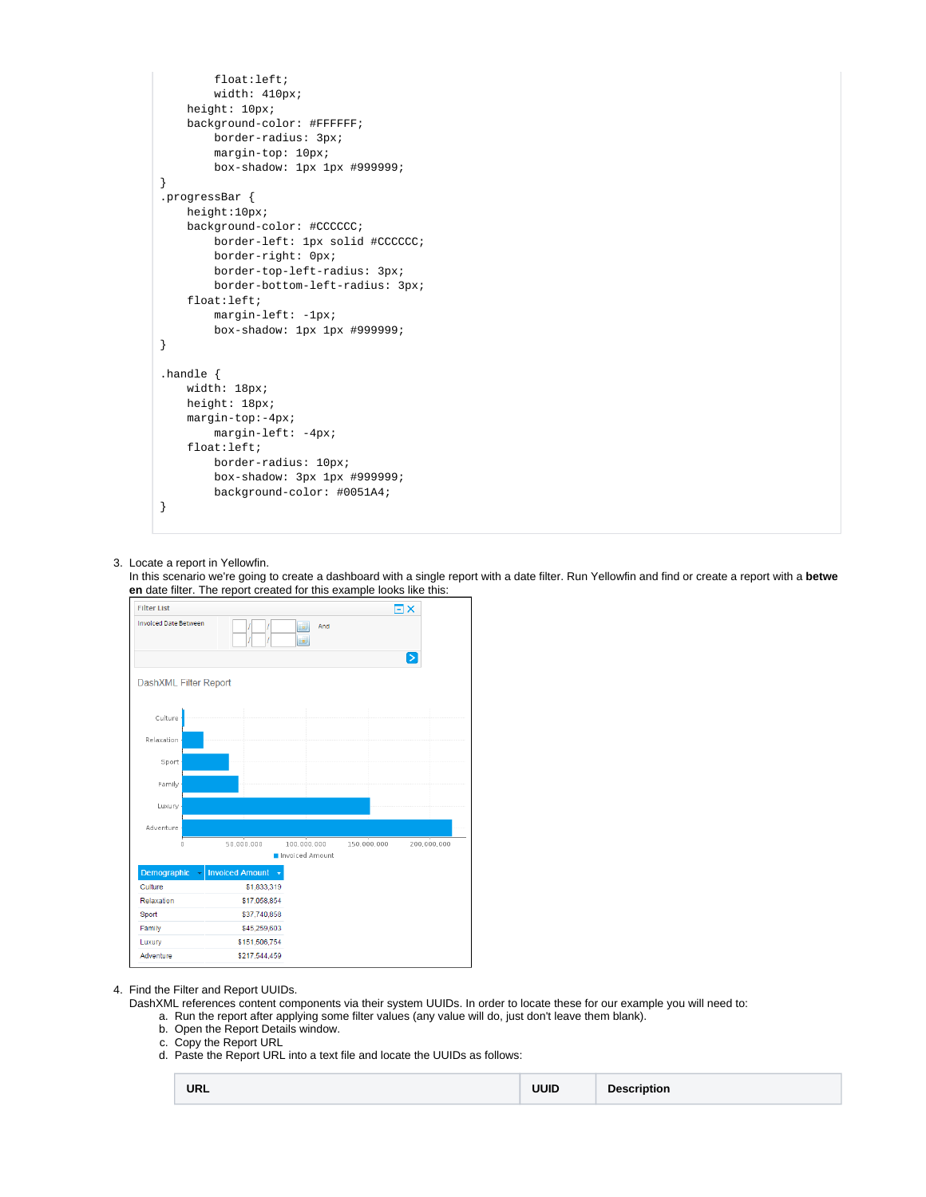```
        float:left;
        width: 410px;
    height: 10px;
    background-color: #FFFFFF;
        border-radius: 3px;
        margin-top: 10px;
        box-shadow: 1px 1px #999999;
}
.progressBar {
    height:10px;
    background-color: #CCCCCC;
        border-left: 1px solid #CCCCCC;
        border-right: 0px;
        border-top-left-radius: 3px;
        border-bottom-left-radius: 3px;
    float:left;
        margin-left: -1px;
        box-shadow: 1px 1px #999999;
}

.handle {
    width: 18px;
    height: 18px;
    margin-top:-4px;
        margin-left: -4px;
    float:left;
        border-radius: 10px;
        box-shadow: 3px 1px #999999;
        background-color: #0051A4;
}
```

3. Locate a report in Yellowfin.
   In this scenario we're going to create a dashboard with a single report with a date filter. Run Yellowfin and find or create a report with a **between** date filter. The report created for this example looks like this:

4. Find the Filter and Report UUIDs.
   DashXML references content components via their system UUIDs. In order to locate these for our example you will need to:
   a. Run the report after applying some filter values (any value will do, just don't leave them blank).
   b. Open the Report Details window.
   c. Copy the Report URL
   d. Paste the Report URL into a text file and locate the UUIDs as follows:

| URL | UUID | Description |
|---|---|---|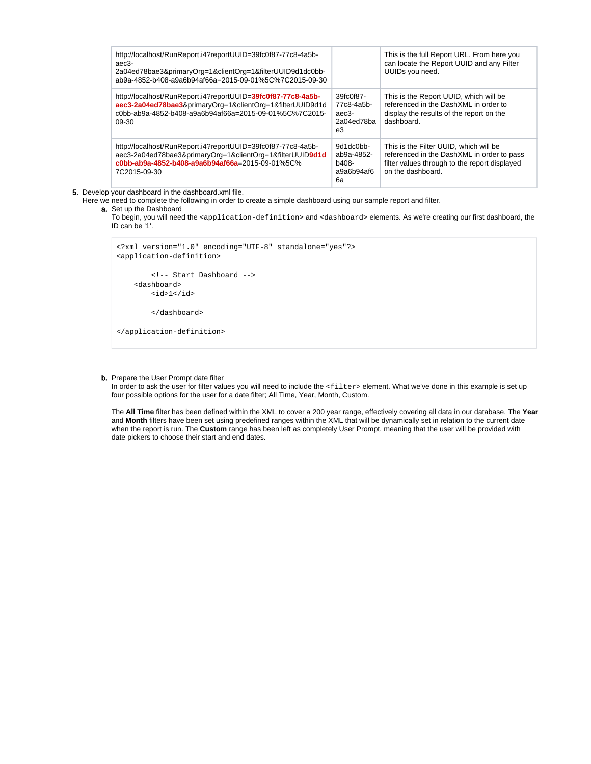| | | |
|---|---|---|
| http://localhost/RunReport.i4?reportUUID=39fc0f87-77c8-4a5b-aec3-2a04ed78bae3&primaryOrg=1&clientOrg=1&filterUUID9d1dc0bb-ab9a-4852-b408-a9a6b94af66a=2015-09-01%5C%7C2015-09-30 | | This is the full Report URL. From here you can locate the Report UUID and any Filter UUIDs you need. |
| http://localhost/RunReport.i4?reportUUID=**39fc0f87-77c8-4a5b-aec3-2a04ed78bae3**&primaryOrg=1&clientOrg=1&filterUUID9d1dc0bb-ab9a-4852-b408-a9a6b94af66a=2015-09-01%5C%7C2015-09-30 | 39fc0f87-77c8-4a5b-aec3-2a04ed78bae3 | This is the Report UUID, which will be referenced in the DashXML in order to display the results of the report on the dashboard. |
| http://localhost/RunReport.i4?reportUUID=39fc0f87-77c8-4a5b-aec3-2a04ed78bae3&primaryOrg=1&clientOrg=1&filterUUID**9d1dc0bb-ab9a-4852-b408-a9a6b94af66a**=2015-09-01%5C%7C2015-09-30 | 9d1dc0bb-ab9a-4852-b408-a9a6b94af66a | This is the Filter UUID, which will be referenced in the DashXML in order to pass filter values through to the report displayed on the dashboard. |

5. Develop your dashboard in the dashboard.xml file.
   Here we need to complete the following in order to create a simple dashboard using our sample report and filter.
   a. Set up the Dashboard
      To begin, you will need the `<application-definition>` and `<dashboard>` elements. As we're creating our first dashboard, the ID can be '1'.

```
<?xml version="1.0" encoding="UTF-8" standalone="yes"?>
<application-definition>

        <!-- Start Dashboard -->
    <dashboard>
        <id>1</id>

        </dashboard>

</application-definition>
```

   b. Prepare the User Prompt date filter
      In order to ask the user for filter values you will need to include the `<filter>` element. What we've done in this example is set up four possible options for the user for a date filter; All Time, Year, Month, Custom.

      The **All Time** filter has been defined within the XML to cover a 200 year range, effectively covering all data in our database. The **Year** and **Month** filters have been set using predefined ranges within the XML that will be dynamically set in relation to the current date when the report is run. The **Custom** range has been left as completely User Prompt, meaning that the user will be provided with date pickers to choose their start and end dates.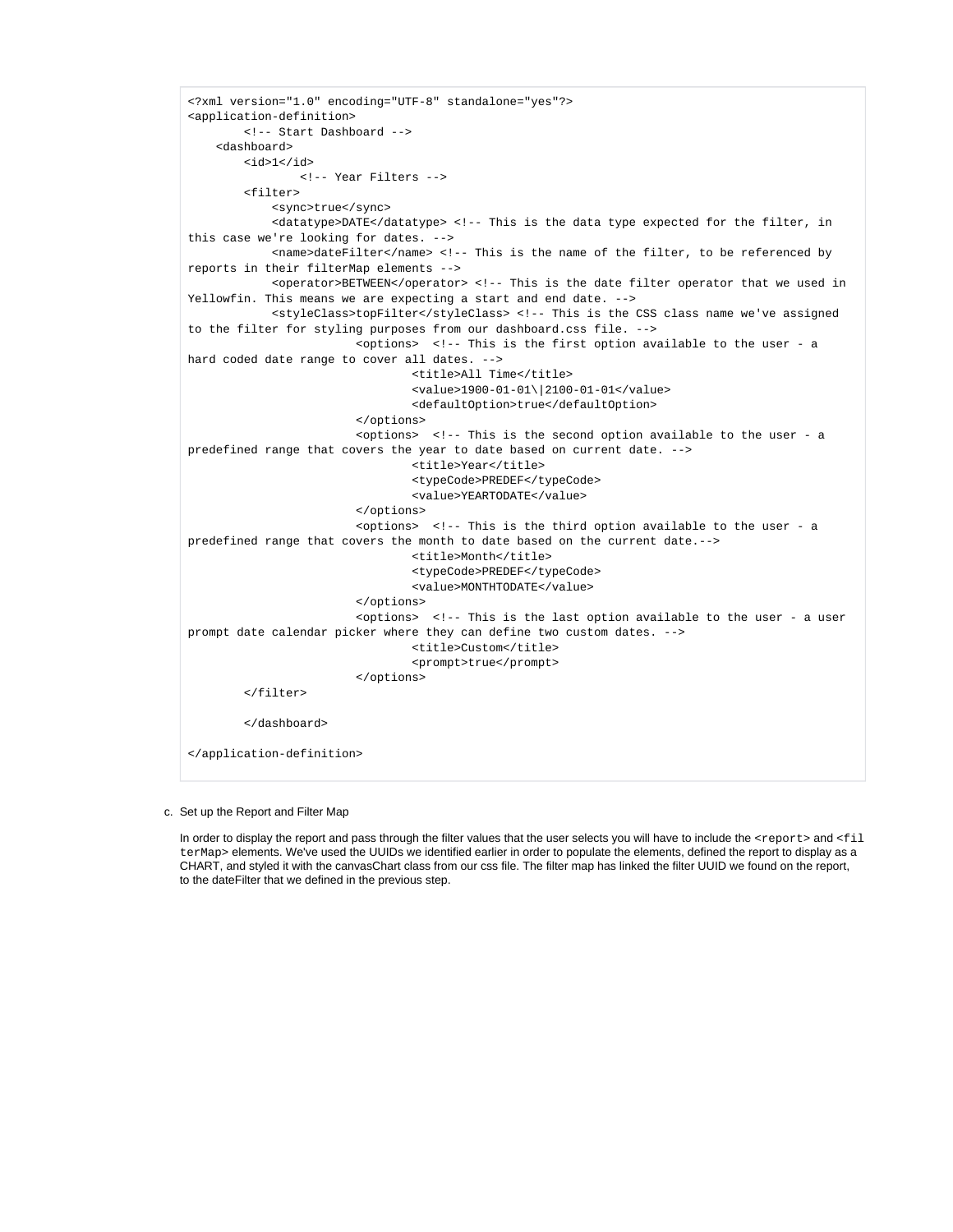```
<?xml version="1.0" encoding="UTF-8" standalone="yes"?>
<application-definition>
        <!-- Start Dashboard -->
    <dashboard>
        <id>1</id>
                <!-- Year Filters -->
        <filter>
            <sync>true</sync>
            <datatype>DATE</datatype> <!-- This is the data type expected for the filter, in
this case we're looking for dates. -->
            <name>dateFilter</name> <!-- This is the name of the filter, to be referenced by
reports in their filterMap elements -->
            <operator>BETWEEN</operator> <!-- This is the date filter operator that we used in
Yellowfin. This means we are expecting a start and end date. -->
            <styleClass>topFilter</styleClass> <!-- This is the CSS class name we've assigned
to the filter for styling purposes from our dashboard.css file. -->
                        <options>  <!-- This is the first option available to the user - a
hard coded date range to cover all dates. -->
                                <title>All Time</title>
                                <value>1900-01-01\|2100-01-01</value>
                                <defaultOption>true</defaultOption>
                        </options>
                        <options>  <!-- This is the second option available to the user - a
predefined range that covers the year to date based on current date. -->
                                <title>Year</title>
                                <typeCode>PREDEF</typeCode>
                                <value>YEARTODATE</value>
                        </options>
                        <options>  <!-- This is the third option available to the user - a
predefined range that covers the month to date based on the current date.-->
                                <title>Month</title>
                                <typeCode>PREDEF</typeCode>
                                <value>MONTHTODATE</value>
                        </options>
                        <options>  <!-- This is the last option available to the user - a user
prompt date calendar picker where they can define two custom dates. -->
                                <title>Custom</title>
                                <prompt>true</prompt>
                        </options>
        </filter>

        </dashboard>

</application-definition>
```

c. Set up the Report and Filter Map

   In order to display the report and pass through the filter values that the user selects you will have to include the `<report>` and `<filterMap>` elements. We've used the UUIDs we identified earlier in order to populate the elements, defined the report to display as a CHART, and styled it with the canvasChart class from our css file. The filter map has linked the filter UUID we found on the report, to the dateFilter that we defined in the previous step.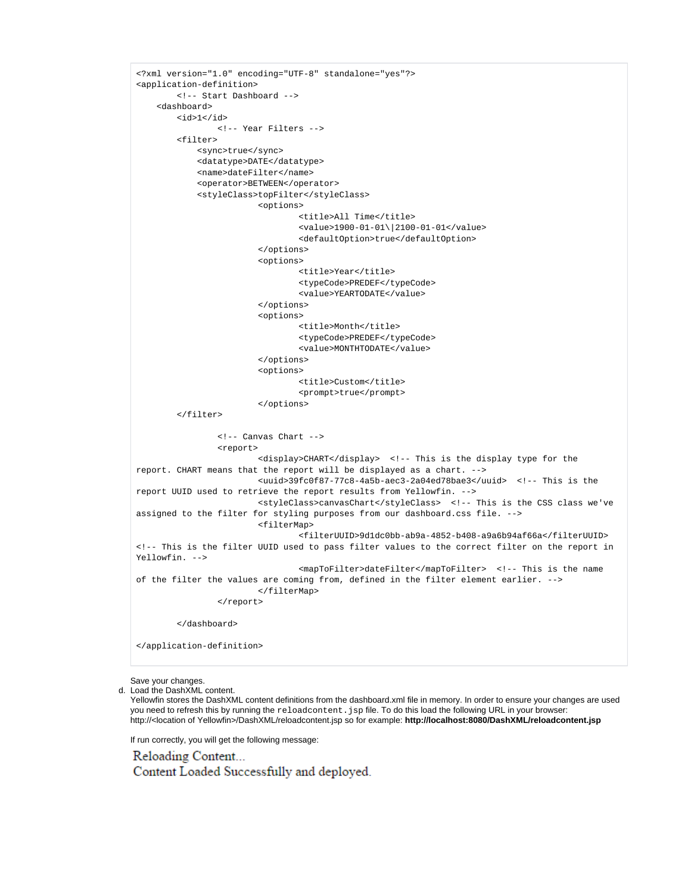```
<?xml version="1.0" encoding="UTF-8" standalone="yes"?>
<application-definition>
        <!-- Start Dashboard -->
    <dashboard>
        <id>1</id>
                <!-- Year Filters -->
        <filter>
            <sync>true</sync>
            <datatype>DATE</datatype>
            <name>dateFilter</name>
            <operator>BETWEEN</operator>
            <styleClass>topFilter</styleClass>
                        <options>
                                <title>All Time</title>
                                <value>1900-01-01\|2100-01-01</value>
                                <defaultOption>true</defaultOption>
                        </options>
                        <options>
                                <title>Year</title>
                                <typeCode>PREDEF</typeCode>
                                <value>YEARTODATE</value>
                        </options>
                        <options>
                                <title>Month</title>
                                <typeCode>PREDEF</typeCode>
                                <value>MONTHTODATE</value>
                        </options>
                        <options>
                                <title>Custom</title>
                                <prompt>true</prompt>
                        </options>
        </filter>

                <!-- Canvas Chart -->
                <report>
                        <display>CHART</display>  <!-- This is the display type for the
report. CHART means that the report will be displayed as a chart. -->
                        <uuid>39fc0f87-77c8-4a5b-aec3-2a04ed78bae3</uuid>  <!-- This is the
report UUID used to retrieve the report results from Yellowfin. -->
                        <styleClass>canvasChart</styleClass>  <!-- This is the CSS class we've
assigned to the filter for styling purposes from our dashboard.css file. -->
                        <filterMap>
                                <filterUUID>9d1dc0bb-ab9a-4852-b408-a9a6b94af66a</filterUUID>
<!-- This is the filter UUID used to pass filter values to the correct filter on the report in
Yellowfin. -->
                                <mapToFilter>dateFilter</mapToFilter>  <!-- This is the name
of the filter the values are coming from, defined in the filter element earlier. -->
                        </filterMap>
                </report>

        </dashboard>

</application-definition>
```

Save your changes.

d. Load the DashXML content.
   Yellowfin stores the DashXML content definitions from the dashboard.xml file in memory. In order to ensure your changes are used you need to refresh this by running the `reloadcontent.jsp` file. To do this load the following URL in your browser: http://<location of Yellowfin>/DashXML/reloadcontent.jsp so for example: **http://localhost:8080/DashXML/reloadcontent.jsp**

   If run correctly, you will get the following message:

   Reloading Content...
   Content Loaded Successfully and deployed.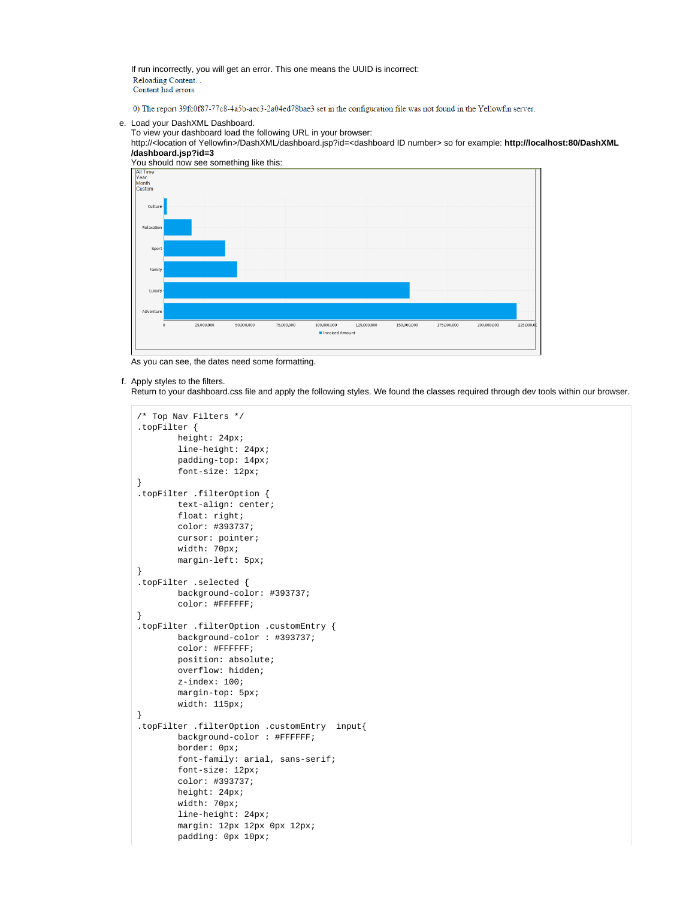If run incorrectly, you will get an error. This one means the UUID is incorrect:

Reloading Content...
Content had errors

0) The report 39fc0f87-77c8-4a5b-aec3-2a04ed78bae3 set in the configuration file was not found in the Yellowfin server.

e. Load your DashXML Dashboard.
   To view your dashboard load the following URL in your browser:
   http://<location of Yellowfin>/DashXML/dashboard.jsp?id=<dashboard ID number> so for example: **http://localhost:80/DashXML/dashboard.jsp?id=3**
   You should now see something like this:

   As you can see, the dates need some formatting.

f. Apply styles to the filters.
   Return to your dashboard.css file and apply the following styles. We found the classes required through dev tools within our browser.

```
/* Top Nav Filters */
.topFilter {
        height: 24px;
        line-height: 24px;
        padding-top: 14px;
        font-size: 12px;
}
.topFilter .filterOption {
        text-align: center;
        float: right;
        color: #393737;
        cursor: pointer;
        width: 70px;
        margin-left: 5px;
}
.topFilter .selected {
        background-color: #393737;
        color: #FFFFFF;
}
.topFilter .filterOption .customEntry {
        background-color : #393737;
        color: #FFFFFF;
        position: absolute;
        overflow: hidden;
        z-index: 100;
        margin-top: 5px;
        width: 115px;
}
.topFilter .filterOption .customEntry  input{
        background-color : #FFFFFF;
        border: 0px;
        font-family: arial, sans-serif;
        font-size: 12px;
        color: #393737;
        height: 24px;
        width: 70px;
        line-height: 24px;
        margin: 12px 12px 0px 12px;
        padding: 0px 10px;
```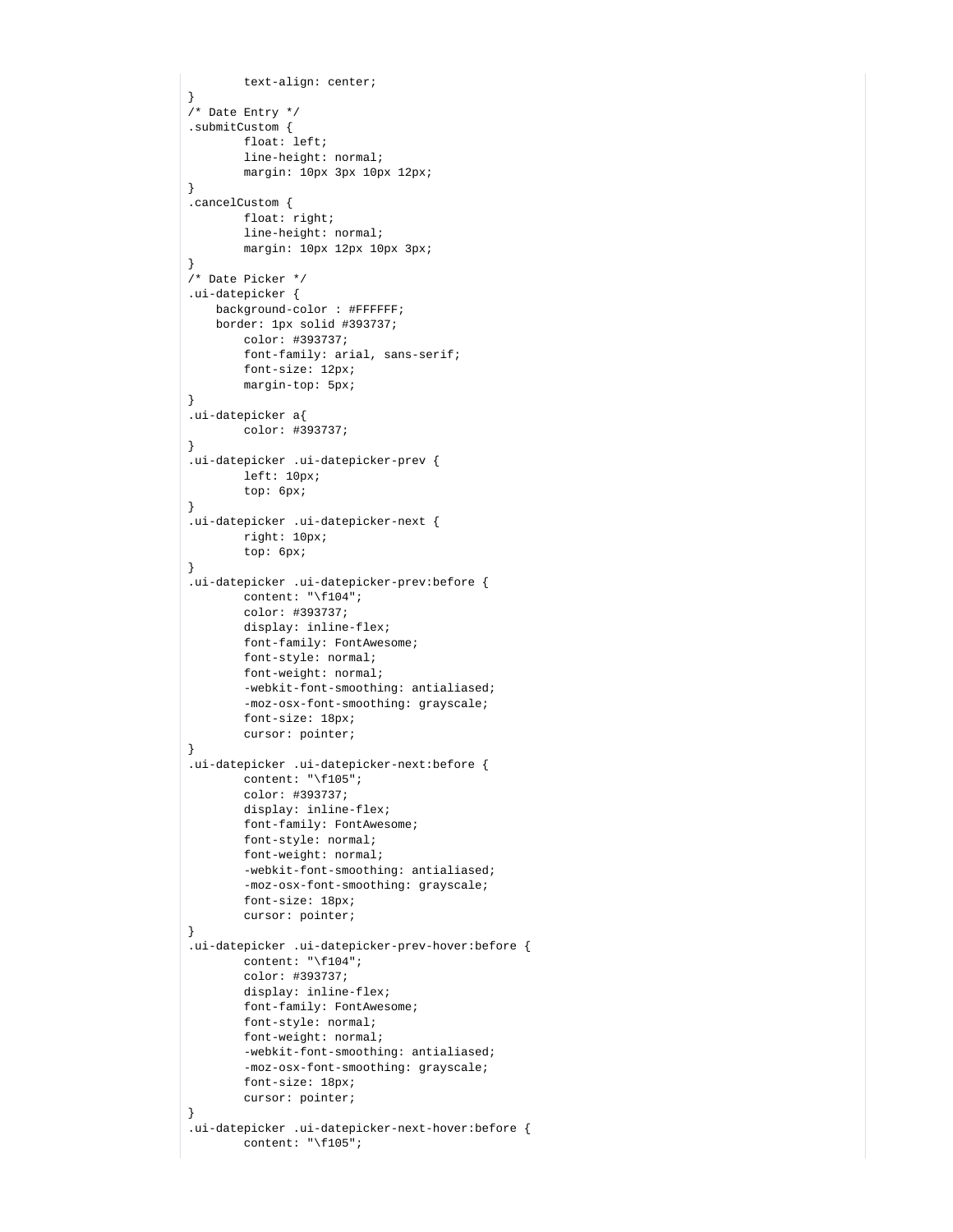```
        text-align: center;
}
/* Date Entry */
.submitCustom {
        float: left;
        line-height: normal;
        margin: 10px 3px 10px 12px;
}
.cancelCustom {
        float: right;
        line-height: normal;
        margin: 10px 12px 10px 3px;
}
/* Date Picker */
.ui-datepicker {
    background-color : #FFFFFF;
    border: 1px solid #393737;
        color: #393737;
        font-family: arial, sans-serif;
        font-size: 12px;
        margin-top: 5px;
}
.ui-datepicker a{
        color: #393737;
}
.ui-datepicker .ui-datepicker-prev {
        left: 10px;
        top: 6px;
}
.ui-datepicker .ui-datepicker-next {
        right: 10px;
        top: 6px;
}
.ui-datepicker .ui-datepicker-prev:before {
        content: "\f104";
        color: #393737;
        display: inline-flex;
        font-family: FontAwesome;
        font-style: normal;
        font-weight: normal;
        -webkit-font-smoothing: antialiased;
        -moz-osx-font-smoothing: grayscale;
        font-size: 18px;
        cursor: pointer;
}
.ui-datepicker .ui-datepicker-next:before {
        content: "\f105";
        color: #393737;
        display: inline-flex;
        font-family: FontAwesome;
        font-style: normal;
        font-weight: normal;
        -webkit-font-smoothing: antialiased;
        -moz-osx-font-smoothing: grayscale;
        font-size: 18px;
        cursor: pointer;
}
.ui-datepicker .ui-datepicker-prev-hover:before {
        content: "\f104";
        color: #393737;
        display: inline-flex;
        font-family: FontAwesome;
        font-style: normal;
        font-weight: normal;
        -webkit-font-smoothing: antialiased;
        -moz-osx-font-smoothing: grayscale;
        font-size: 18px;
        cursor: pointer;
}
.ui-datepicker .ui-datepicker-next-hover:before {
        content: "\f105";
```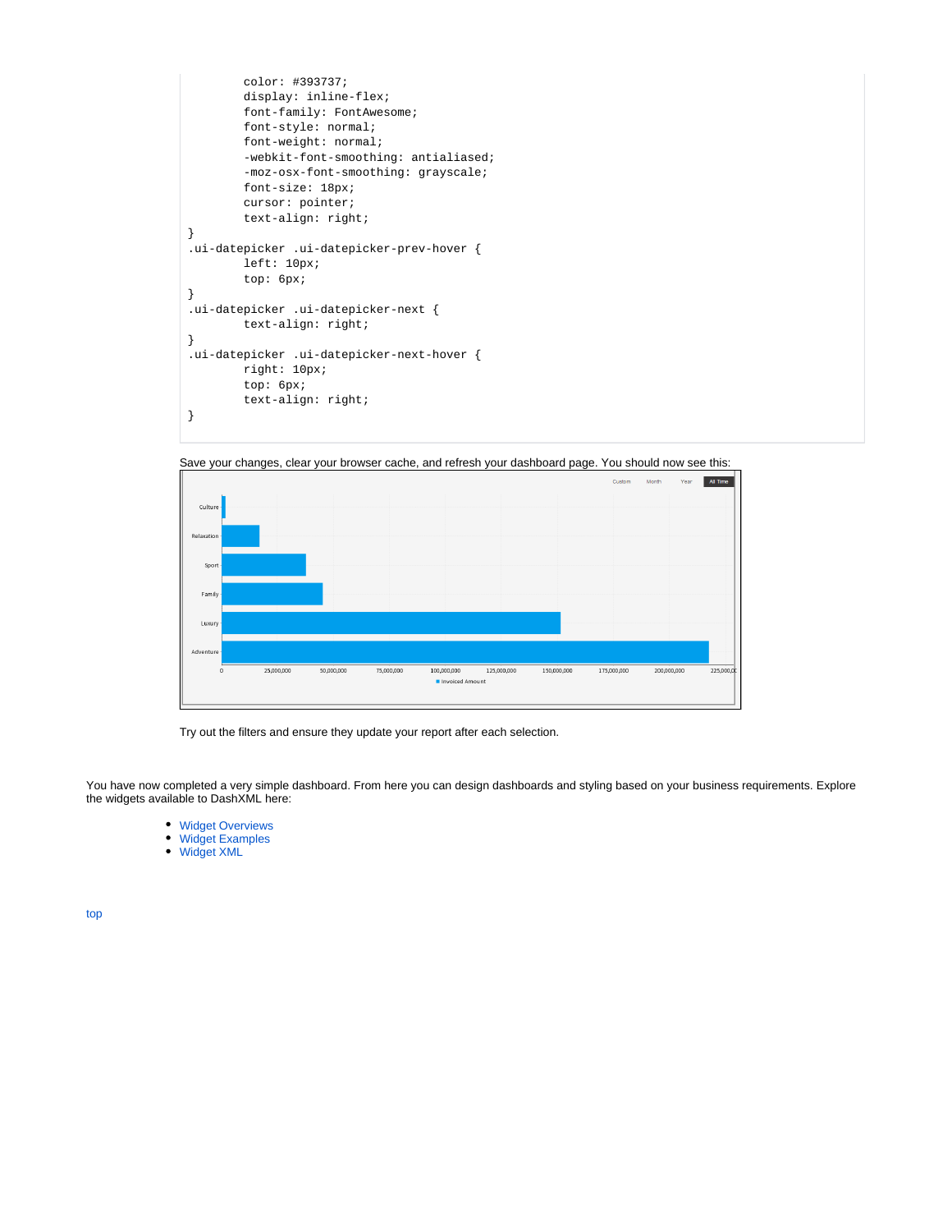```
        color: #393737;
        display: inline-flex;
        font-family: FontAwesome;
        font-style: normal;
        font-weight: normal;
        -webkit-font-smoothing: antialiased;
        -moz-osx-font-smoothing: grayscale;
        font-size: 18px;
        cursor: pointer;
        text-align: right;
}
.ui-datepicker .ui-datepicker-prev-hover {
        left: 10px;
        top: 6px;
}
.ui-datepicker .ui-datepicker-next {
        text-align: right;
}
.ui-datepicker .ui-datepicker-next-hover {
        right: 10px;
        top: 6px;
        text-align: right;
}
```

Save your changes, clear your browser cache, and refresh your dashboard page. You should now see this:

Custom
Month
Year
All Time

Culture
Relaxation
Sport
Family
Luxury
Adventure

0
25,000,000
50,000,000
75,000,000
100,000,000
125,000,000
150,000,000
175,000,000
200,000,000
225,000,0

Invoiced Amount

Try out the filters and ensure they update your report after each selection.

You have now completed a very simple dashboard. From here you can design dashboards and styling based on your business requirements. Explore the widgets available to DashXML here:

- Widget Overviews
- Widget Examples
- Widget XML

top